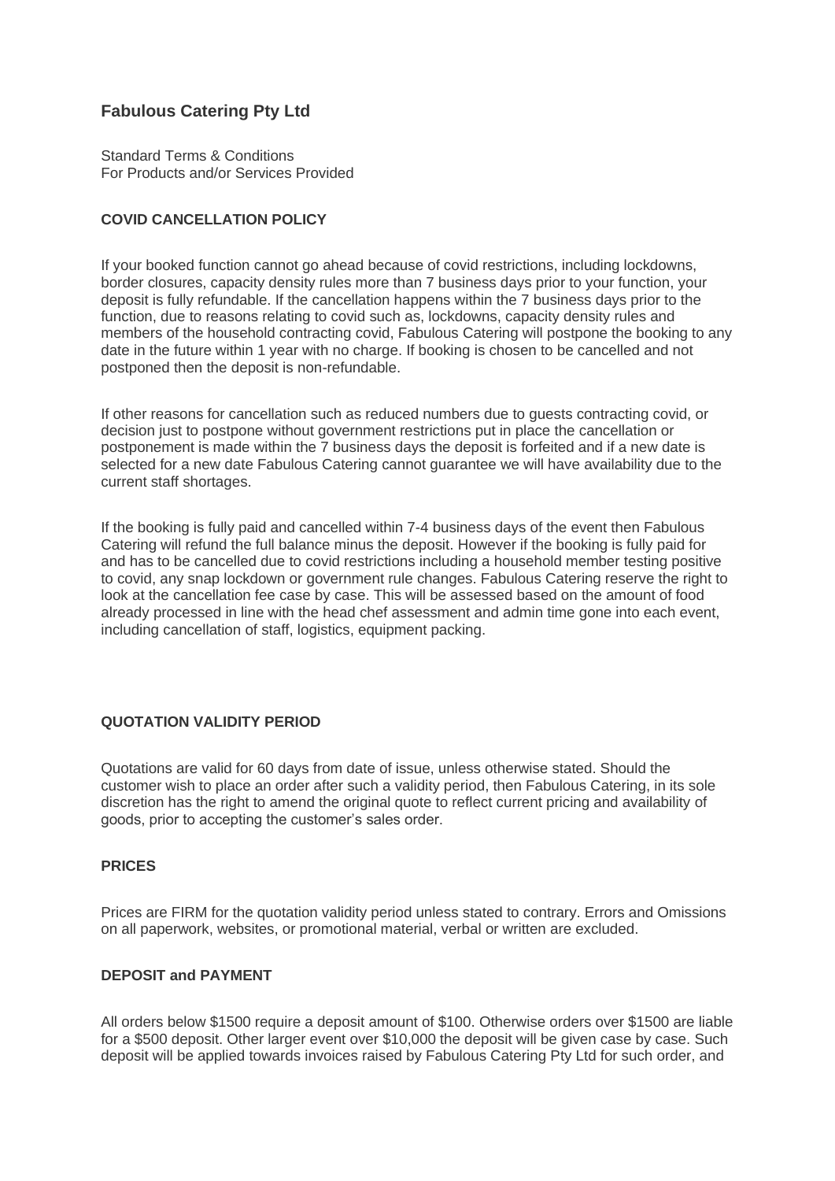## Fabulous Catering Pty Ltd

Standard Terms & Conditions
For Products and/or Services Provided

### COVID CANCELLATION POLICY

If your booked function cannot go ahead because of covid restrictions, including lockdowns, border closures, capacity density rules more than 7 business days prior to your function, your deposit is fully refundable. If the cancellation happens within the 7 business days prior to the function, due to reasons relating to covid such as, lockdowns, capacity density rules and members of the household contracting covid, Fabulous Catering will postpone the booking to any date in the future within 1 year with no charge. If booking is chosen to be cancelled and not postponed then the deposit is non-refundable.

If other reasons for cancellation such as reduced numbers due to guests contracting covid, or decision just to postpone without government restrictions put in place the cancellation or postponement is made within the 7 business days the deposit is forfeited and if a new date is selected for a new date Fabulous Catering cannot guarantee we will have availability due to the current staff shortages.

If the booking is fully paid and cancelled within 7-4 business days of the event then Fabulous Catering will refund the full balance minus the deposit. However if the booking is fully paid for and has to be cancelled due to covid restrictions including a household member testing positive to covid, any snap lockdown or government rule changes. Fabulous Catering reserve the right to look at the cancellation fee case by case. This will be assessed based on the amount of food already processed in line with the head chef assessment and admin time gone into each event, including cancellation of staff, logistics, equipment packing.

### QUOTATION VALIDITY PERIOD

Quotations are valid for 60 days from date of issue, unless otherwise stated. Should the customer wish to place an order after such a validity period, then Fabulous Catering, in its sole discretion has the right to amend the original quote to reflect current pricing and availability of goods, prior to accepting the customer's sales order.

### PRICES

Prices are FIRM for the quotation validity period unless stated to contrary. Errors and Omissions on all paperwork, websites, or promotional material, verbal or written are excluded.

### DEPOSIT and PAYMENT

All orders below $1500 require a deposit amount of $100. Otherwise orders over $1500 are liable for a $500 deposit. Other larger event over $10,000 the deposit will be given case by case. Such deposit will be applied towards invoices raised by Fabulous Catering Pty Ltd for such order, and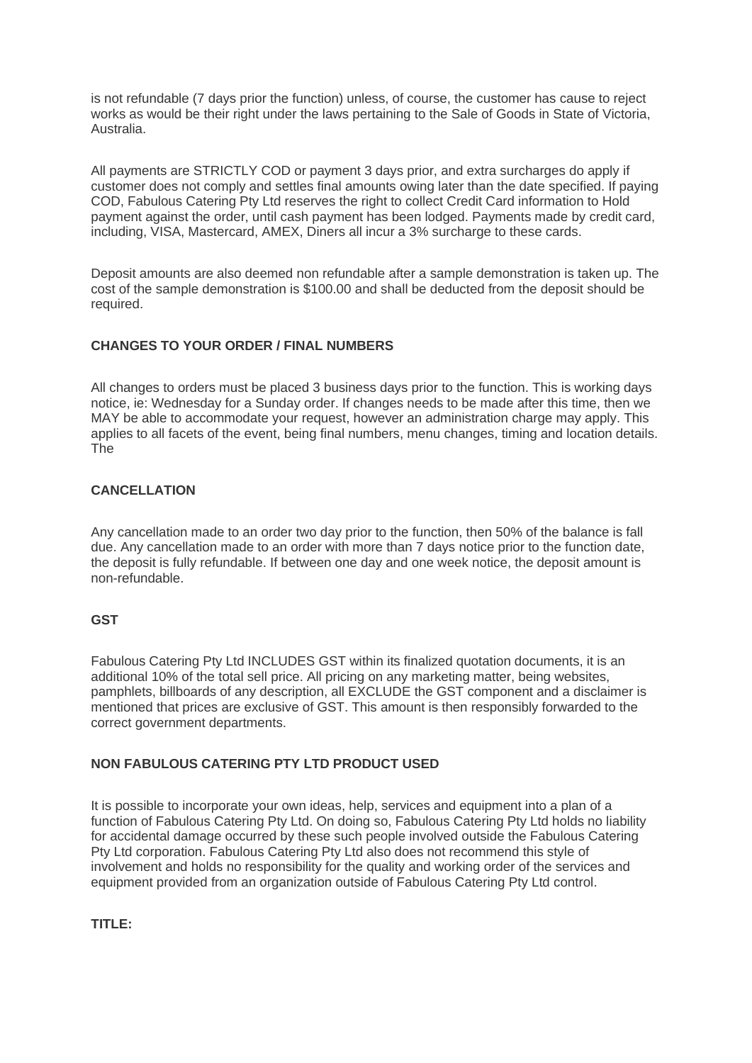is not refundable (7 days prior the function) unless, of course, the customer has cause to reject works as would be their right under the laws pertaining to the Sale of Goods in State of Victoria, Australia.

All payments are STRICTLY COD or payment 3 days prior, and extra surcharges do apply if customer does not comply and settles final amounts owing later than the date specified. If paying COD, Fabulous Catering Pty Ltd reserves the right to collect Credit Card information to Hold payment against the order, until cash payment has been lodged. Payments made by credit card, including, VISA, Mastercard, AMEX, Diners all incur a 3% surcharge to these cards.

Deposit amounts are also deemed non refundable after a sample demonstration is taken up. The cost of the sample demonstration is $100.00 and shall be deducted from the deposit should be required.

**CHANGES TO YOUR ORDER / FINAL NUMBERS**

All changes to orders must be placed 3 business days prior to the function. This is working days notice, ie: Wednesday for a Sunday order. If changes needs to be made after this time, then we MAY be able to accommodate your request, however an administration charge may apply. This applies to all facets of the event, being final numbers, menu changes, timing and location details. The

**CANCELLATION**

Any cancellation made to an order two day prior to the function, then 50% of the balance is fall due. Any cancellation made to an order with more than 7 days notice prior to the function date, the deposit is fully refundable. If between one day and one week notice, the deposit amount is non-refundable.

**GST**

Fabulous Catering Pty Ltd INCLUDES GST within its finalized quotation documents, it is an additional 10% of the total sell price. All pricing on any marketing matter, being websites, pamphlets, billboards of any description, all EXCLUDE the GST component and a disclaimer is mentioned that prices are exclusive of GST. This amount is then responsibly forwarded to the correct government departments.

**NON FABULOUS CATERING PTY LTD PRODUCT USED**

It is possible to incorporate your own ideas, help, services and equipment into a plan of a function of Fabulous Catering Pty Ltd. On doing so, Fabulous Catering Pty Ltd holds no liability for accidental damage occurred by these such people involved outside the Fabulous Catering Pty Ltd corporation. Fabulous Catering Pty Ltd also does not recommend this style of involvement and holds no responsibility for the quality and working order of the services and equipment provided from an organization outside of Fabulous Catering Pty Ltd control.

**TITLE:**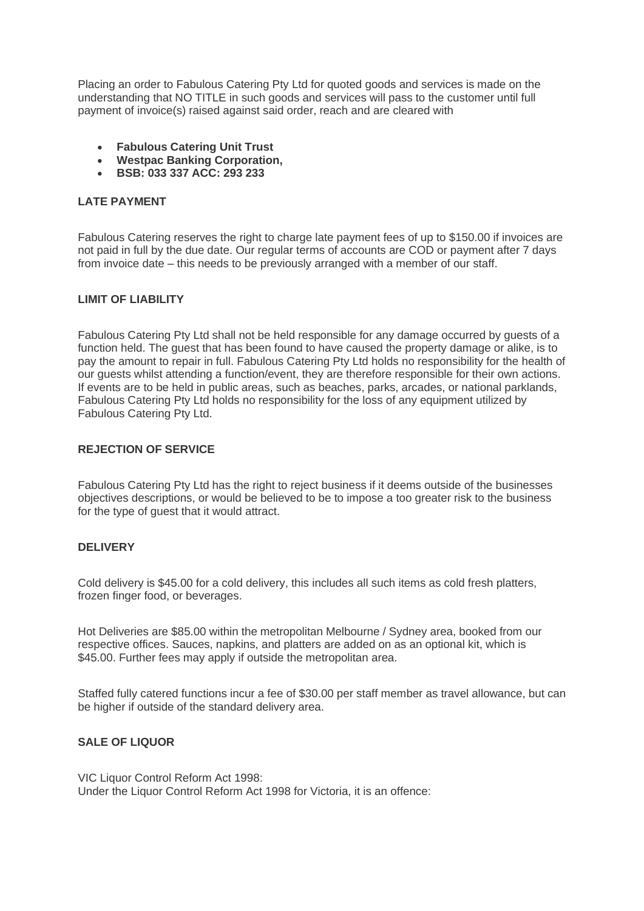Placing an order to Fabulous Catering Pty Ltd for quoted goods and services is made on the understanding that NO TITLE in such goods and services will pass to the customer until full payment of invoice(s) raised against said order, reach and are cleared with

- **Fabulous Catering Unit Trust**
- **Westpac Banking Corporation,**
- **BSB: 033 337 ACC: 293 233**

**LATE PAYMENT**

Fabulous Catering reserves the right to charge late payment fees of up to $150.00 if invoices are not paid in full by the due date. Our regular terms of accounts are COD or payment after 7 days from invoice date – this needs to be previously arranged with a member of our staff.

**LIMIT OF LIABILITY**

Fabulous Catering Pty Ltd shall not be held responsible for any damage occurred by guests of a function held. The guest that has been found to have caused the property damage or alike, is to pay the amount to repair in full. Fabulous Catering Pty Ltd holds no responsibility for the health of our guests whilst attending a function/event, they are therefore responsible for their own actions. If events are to be held in public areas, such as beaches, parks, arcades, or national parklands, Fabulous Catering Pty Ltd holds no responsibility for the loss of any equipment utilized by Fabulous Catering Pty Ltd.

**REJECTION OF SERVICE**

Fabulous Catering Pty Ltd has the right to reject business if it deems outside of the businesses objectives descriptions, or would be believed to be to impose a too greater risk to the business for the type of guest that it would attract.

**DELIVERY**

Cold delivery is $45.00 for a cold delivery, this includes all such items as cold fresh platters, frozen finger food, or beverages.

Hot Deliveries are $85.00 within the metropolitan Melbourne / Sydney area, booked from our respective offices. Sauces, napkins, and platters are added on as an optional kit, which is $45.00. Further fees may apply if outside the metropolitan area.

Staffed fully catered functions incur a fee of $30.00 per staff member as travel allowance, but can be higher if outside of the standard delivery area.

**SALE OF LIQUOR**

VIC Liquor Control Reform Act 1998:
Under the Liquor Control Reform Act 1998 for Victoria, it is an offence: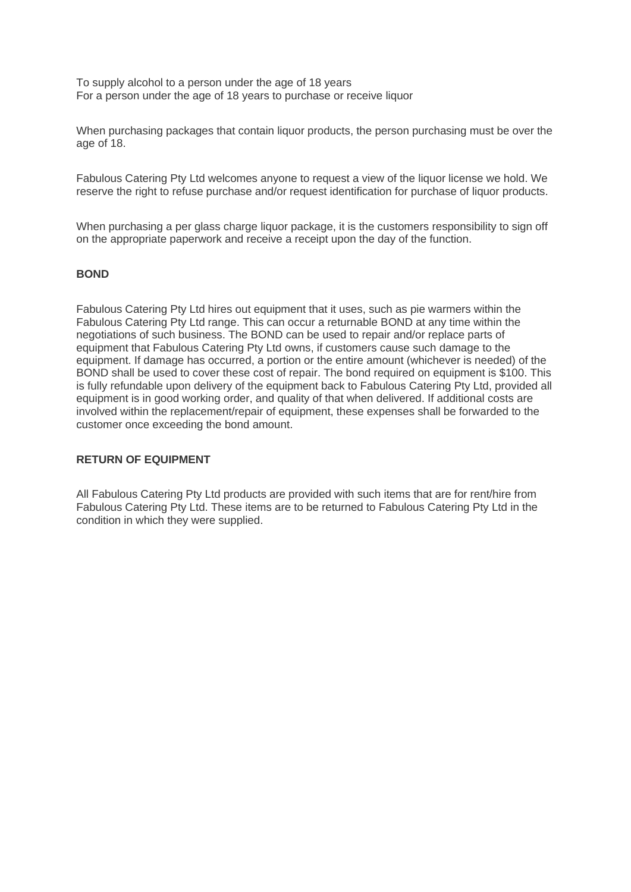To supply alcohol to a person under the age of 18 years
For a person under the age of 18 years to purchase or receive liquor

When purchasing packages that contain liquor products, the person purchasing must be over the age of 18.

Fabulous Catering Pty Ltd welcomes anyone to request a view of the liquor license we hold. We reserve the right to refuse purchase and/or request identification for purchase of liquor products.

When purchasing a per glass charge liquor package, it is the customers responsibility to sign off on the appropriate paperwork and receive a receipt upon the day of the function.

**BOND**

Fabulous Catering Pty Ltd hires out equipment that it uses, such as pie warmers within the Fabulous Catering Pty Ltd range. This can occur a returnable BOND at any time within the negotiations of such business. The BOND can be used to repair and/or replace parts of equipment that Fabulous Catering Pty Ltd owns, if customers cause such damage to the equipment. If damage has occurred, a portion or the entire amount (whichever is needed) of the BOND shall be used to cover these cost of repair. The bond required on equipment is $100. This is fully refundable upon delivery of the equipment back to Fabulous Catering Pty Ltd, provided all equipment is in good working order, and quality of that when delivered. If additional costs are involved within the replacement/repair of equipment, these expenses shall be forwarded to the customer once exceeding the bond amount.

**RETURN OF EQUIPMENT**

All Fabulous Catering Pty Ltd products are provided with such items that are for rent/hire from Fabulous Catering Pty Ltd. These items are to be returned to Fabulous Catering Pty Ltd in the condition in which they were supplied.